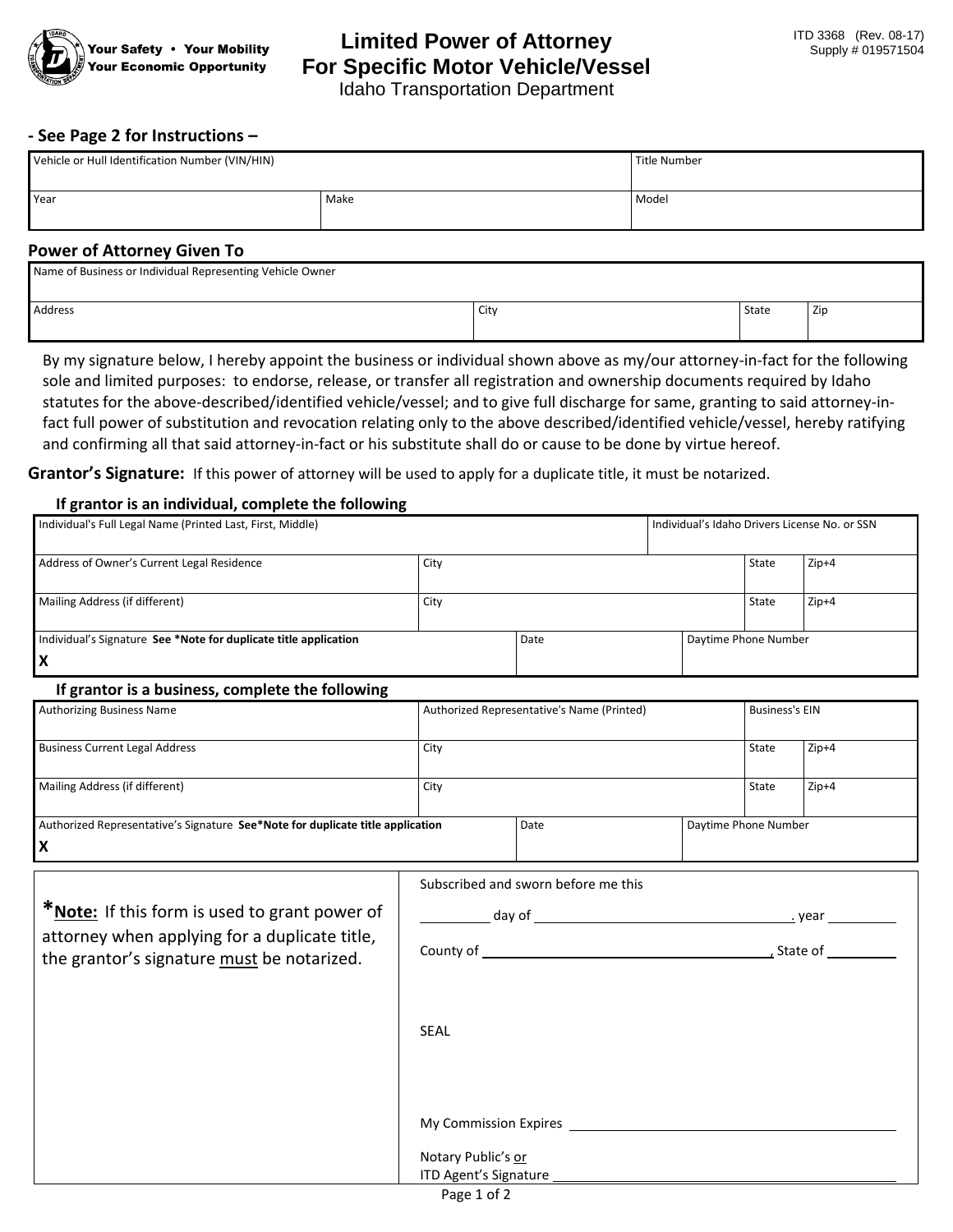Your Safety • Your Mobility
Your Economic Opportunity

# Limited Power of Attorney For Specific Motor Vehicle/Vessel

Idaho Transportation Department

ITD 3368 (Rev. 08-17)
Supply # 019571504

**- See Page 2 for Instructions –**

| Vehicle or Hull Identification Number (VIN/HIN) | | Title Number |
|---|---|---|
| Year | Make | Model |

## Power of Attorney Given To

| Name of Business or Individual Representing Vehicle Owner | | | |
|---|---|---|---|
| Address | City | State | Zip |

By my signature below, I hereby appoint the business or individual shown above as my/our attorney-in-fact for the following sole and limited purposes: to endorse, release, or transfer all registration and ownership documents required by Idaho statutes for the above-described/identified vehicle/vessel; and to give full discharge for same, granting to said attorney-in-fact full power of substitution and revocation relating only to the above described/identified vehicle/vessel, hereby ratifying and confirming all that said attorney-in-fact or his substitute shall do or cause to be done by virtue hereof.

**Grantor's Signature:** If this power of attorney will be used to apply for a duplicate title, it must be notarized.

### If grantor is an individual, complete the following

| Individual's Full Legal Name (Printed Last, First, Middle) | | | Individual's Idaho Drivers License No. or SSN | |
|---|---|---|---|---|
| Address of Owner's Current Legal Residence | City | | State | Zip+4 |
| Mailing Address (if different) | City | | State | Zip+4 |
| Individual's Signature **See *Note for duplicate title application** X | Date | | Daytime Phone Number | |

### If grantor is a business, complete the following

| Authorizing Business Name | Authorized Representative's Name (Printed) | | Business's EIN | |
|---|---|---|---|---|
| Business Current Legal Address | City | | State | Zip+4 |
| Mailing Address (if different) | City | | State | Zip+4 |
| Authorized Representative's Signature **See*Note for duplicate title application** X | Date | | Daytime Phone Number | |

***Note:** If this form is used to grant power of attorney when applying for a duplicate title, the grantor's signature must be notarized.

Subscribed and sworn before me this

\_\_\_\_\_\_\_\_\_\_ day of \_\_\_\_\_\_\_\_\_\_\_\_\_\_\_\_\_\_\_\_\_\_\_\_\_\_\_\_\_\_\_\_, year \_\_\_\_\_\_\_\_\_\_

County of \_\_\_\_\_\_\_\_\_\_\_\_\_\_\_\_\_\_\_\_\_\_\_\_\_\_\_\_\_\_\_\_\_\_\_\_, State of \_\_\_\_\_\_\_\_\_\_

SEAL

My Commission Expires \_\_\_\_\_\_\_\_\_\_\_\_\_\_\_\_\_\_\_\_\_\_\_\_\_\_\_\_\_\_\_\_\_\_\_\_\_\_\_\_

Notary Public's or
ITD Agent's Signature \_\_\_\_\_\_\_\_\_\_\_\_\_\_\_\_\_\_\_\_\_\_\_\_\_\_\_\_\_\_\_\_\_\_\_\_\_\_\_\_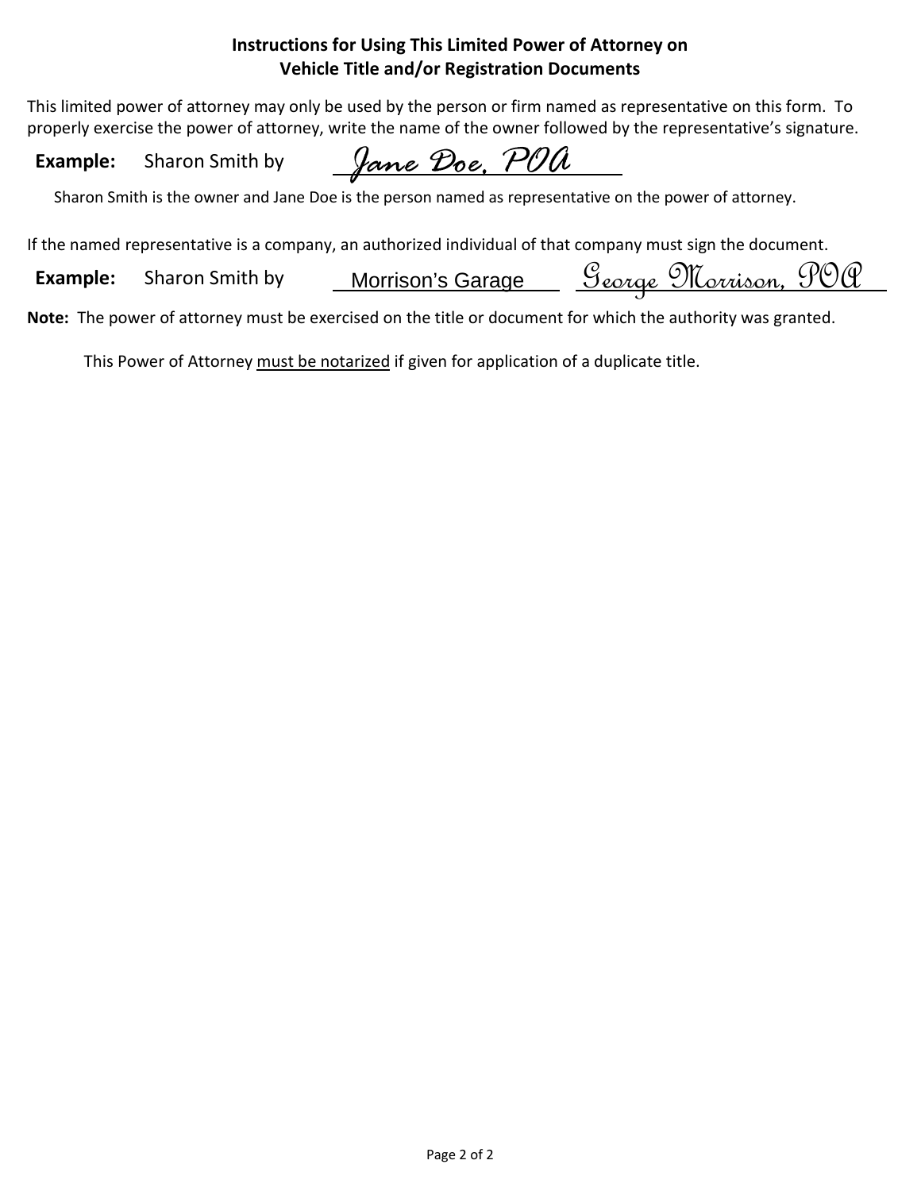## Instructions for Using This Limited Power of Attorney on Vehicle Title and/or Registration Documents

This limited power of attorney may only be used by the person or firm named as representative on this form. To properly exercise the power of attorney, write the name of the owner followed by the representative's signature.

**Example:** Sharon Smith by *Jane Doe, POA*

Sharon Smith is the owner and Jane Doe is the person named as representative on the power of attorney.

If the named representative is a company, an authorized individual of that company must sign the document.

**Example:** Sharon Smith by Morrison's Garage *George Morrison, POA*

**Note:** The power of attorney must be exercised on the title or document for which the authority was granted.

This Power of Attorney must be notarized if given for application of a duplicate title.